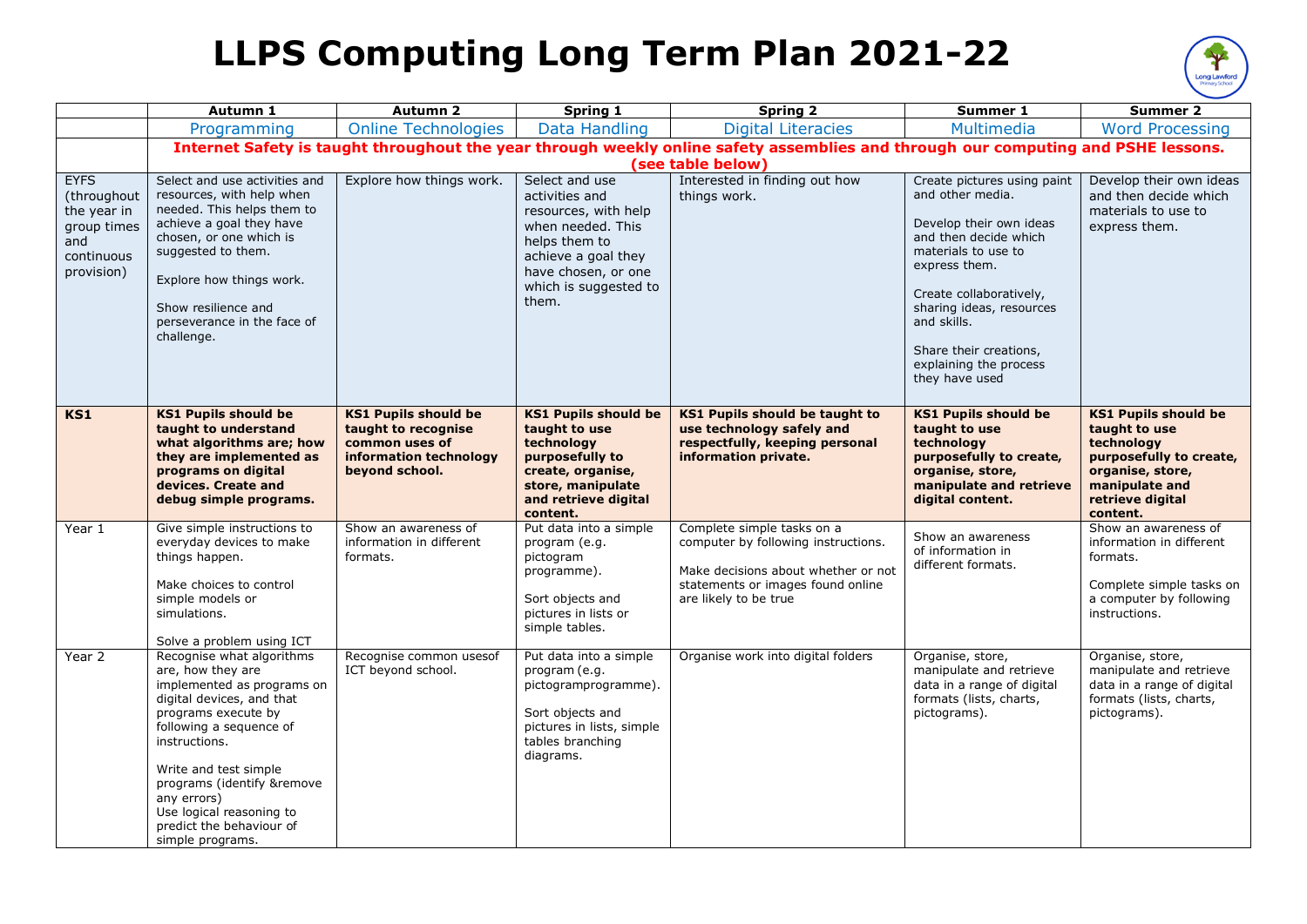# LLPS Computing Long Term Plan 2021-22

| | Autumn 1 | Autumn 2 | Spring 1 | Spring 2 | Summer 1 | Summer 2 |
|---|---|---|---|---|---|---|
| | Programming | Online Technologies | Data Handling | Digital Literacies | Multimedia | Word Processing |
| | **Internet Safety is taught throughout the year through weekly online safety assemblies and through our computing and PSHE lessons. (see table below)** | | | | | |
| EYFS (throughout the year in group times and continuous provision) | Select and use activities and resources, with help when needed. This helps them to achieve a goal they have chosen, or one which is suggested to them.<br><br>Explore how things work.<br><br>Show resilience and perseverance in the face of challenge. | Explore how things work. | Select and use activities and resources, with help when needed. This helps them to achieve a goal they have chosen, or one which is suggested to them. | Interested in finding out how things work. | Create pictures using paint and other media.<br><br>Develop their own ideas and then decide which materials to use to express them.<br><br>Create collaboratively, sharing ideas, resources and skills.<br><br>Share their creations, explaining the process they have used | Develop their own ideas and then decide which materials to use to express them. |
| **KS1** | **KS1 Pupils should be taught to understand what algorithms are; how they are implemented as programs on digital devices. Create and debug simple programs.** | **KS1 Pupils should be taught to recognise common uses of information technology beyond school.** | **KS1 Pupils should be taught to use technology purposefully to create, organise, store, manipulate and retrieve digital content.** | **KS1 Pupils should be taught to use technology safely and respectfully, keeping personal information private.** | **KS1 Pupils should be taught to use technology purposefully to create, organise, store, manipulate and retrieve digital content.** | **KS1 Pupils should be taught to use technology purposefully to create, organise, store, manipulate and retrieve digital content.** |
| Year 1 | Give simple instructions to everyday devices to make things happen.<br><br>Make choices to control simple models or simulations.<br><br>Solve a problem using ICT | Show an awareness of information in different formats. | Put data into a simple program (e.g. pictogram programme).<br><br>Sort objects and pictures in lists or simple tables. | Complete simple tasks on a computer by following instructions.<br><br>Make decisions about whether or not statements or images found online are likely to be true | Show an awareness of information in different formats. | Show an awareness of information in different formats.<br><br>Complete simple tasks on a computer by following instructions. |
| Year 2 | Recognise what algorithms are, how they are implemented as programs on digital devices, and that programs execute by following a sequence of instructions.<br><br>Write and test simple programs (identify &remove any errors)<br>Use logical reasoning to predict the behaviour of simple programs. | Recognise common usesof ICT beyond school. | Put data into a simple program (e.g. pictogramprogramme).<br><br>Sort objects and pictures in lists, simple tables branching diagrams. | Organise work into digital folders | Organise, store, manipulate and retrieve data in a range of digital formats (lists, charts, pictograms). | Organise, store, manipulate and retrieve data in a range of digital formats (lists, charts, pictograms). |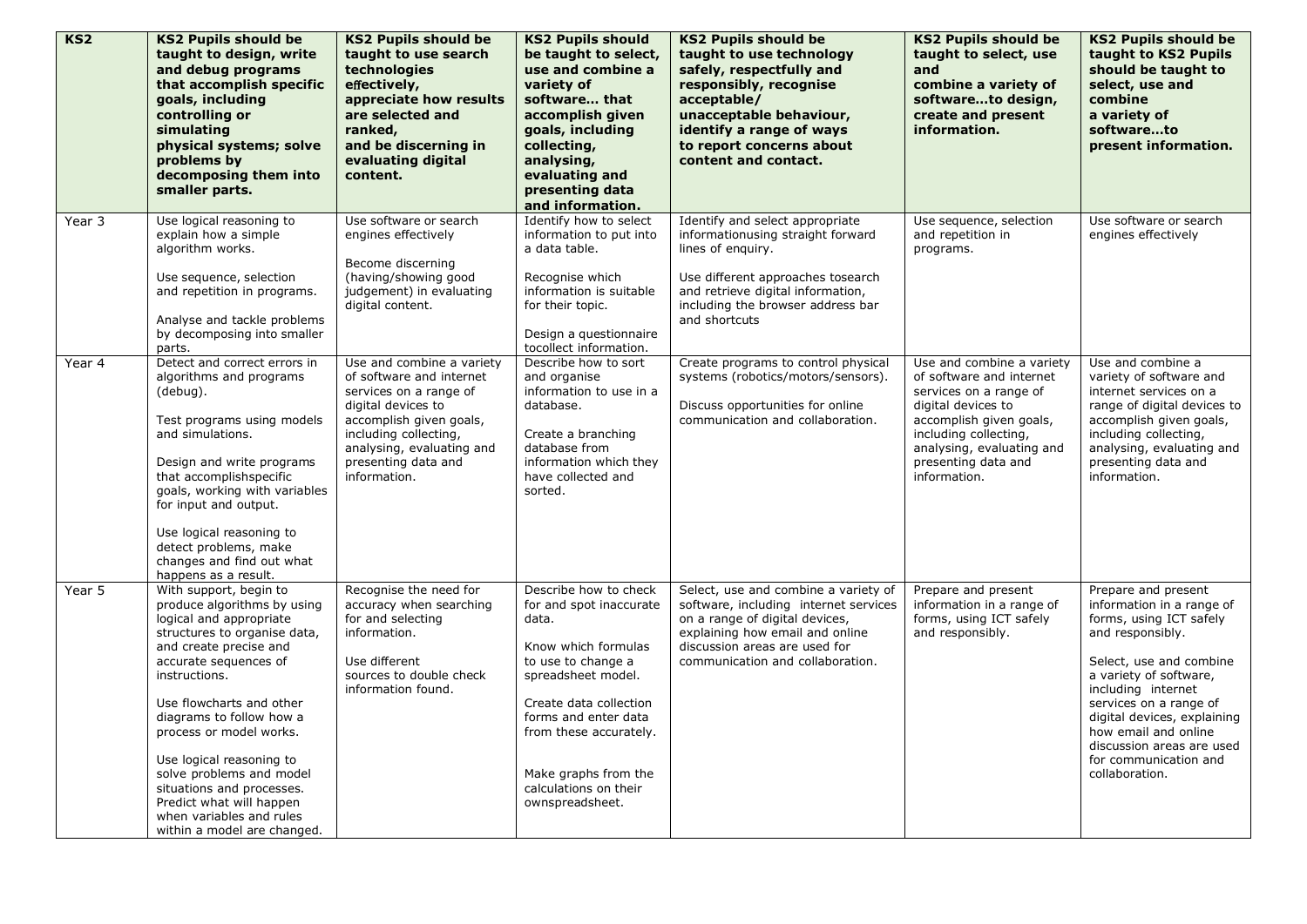| KS2 | KS2 Pupils should be taught to design, write and debug programs that accomplish specific goals, including controlling or simulating physical systems; solve problems by decomposing them into smaller parts. | KS2 Pupils should be taught to use search technologies effectively, appreciate how results are selected and ranked, and be discerning in evaluating digital content. | KS2 Pupils should be taught to select, use and combine a variety of software… that accomplish given goals, including collecting, analysing, evaluating and presenting data and information. | KS2 Pupils should be taught to use technology safely, respectfully and responsibly, recognise acceptable/ unacceptable behaviour, identify a range of ways to report concerns about content and contact. | KS2 Pupils should be taught to select, use and combine a variety of software…to design, create and present information. | KS2 Pupils should be taught to KS2 Pupils should be taught to select, use and combine a variety of software…to present information. |
|---|---|---|---|---|---|---|
| Year 3 | Use logical reasoning to explain how a simple algorithm works.<br><br>Use sequence, selection and repetition in programs.<br><br>Analyse and tackle problems by decomposing into smaller parts. | Use software or search engines effectively<br><br>Become discerning (having/showing good judgement) in evaluating digital content. | Identify how to select information to put into a data table.<br><br>Recognise which information is suitable for their topic.<br><br>Design a questionnaire tocollect information. | Identify and select appropriate informationusing straight forward lines of enquiry.<br><br>Use different approaches tosearch and retrieve digital information, including the browser address bar and shortcuts | Use sequence, selection and repetition in programs. | Use software or search engines effectively |
| Year 4 | Detect and correct errors in algorithms and programs (debug).<br><br>Test programs using models and simulations.<br><br>Design and write programs that accomplishspecific goals, working with variables for input and output.<br><br>Use logical reasoning to detect problems, make changes and find out what happens as a result. | Use and combine a variety of software and internet services on a range of digital devices to accomplish given goals, including collecting, analysing, evaluating and presenting data and information. | Describe how to sort and organise information to use in a database.<br><br>Create a branching database from information which they have collected and sorted. | Create programs to control physical systems (robotics/motors/sensors).<br><br>Discuss opportunities for online communication and collaboration. | Use and combine a variety of software and internet services on a range of digital devices to accomplish given goals, including collecting, analysing, evaluating and presenting data and information. | Use and combine a variety of software and internet services on a range of digital devices to accomplish given goals, including collecting, analysing, evaluating and presenting data and information. |
| Year 5 | With support, begin to produce algorithms by using logical and appropriate structures to organise data, and create precise and accurate sequences of instructions.<br><br>Use flowcharts and other diagrams to follow how a process or model works.<br><br>Use logical reasoning to solve problems and model situations and processes. Predict what will happen when variables and rules within a model are changed. | Recognise the need for accuracy when searching for and selecting information.<br><br>Use different sources to double check information found. | Describe how to check for and spot inaccurate data.<br><br>Know which formulas to use to change a spreadsheet model.<br><br>Create data collection forms and enter data from these accurately.<br><br>Make graphs from the calculations on their ownspreadsheet. | Select, use and combine a variety of software, including internet services on a range of digital devices, explaining how email and online discussion areas are used for communication and collaboration. | Prepare and present information in a range of forms, using ICT safely and responsibly. | Prepare and present information in a range of forms, using ICT safely and responsibly.<br><br>Select, use and combine a variety of software, including internet services on a range of digital devices, explaining how email and online discussion areas are used for communication and collaboration. |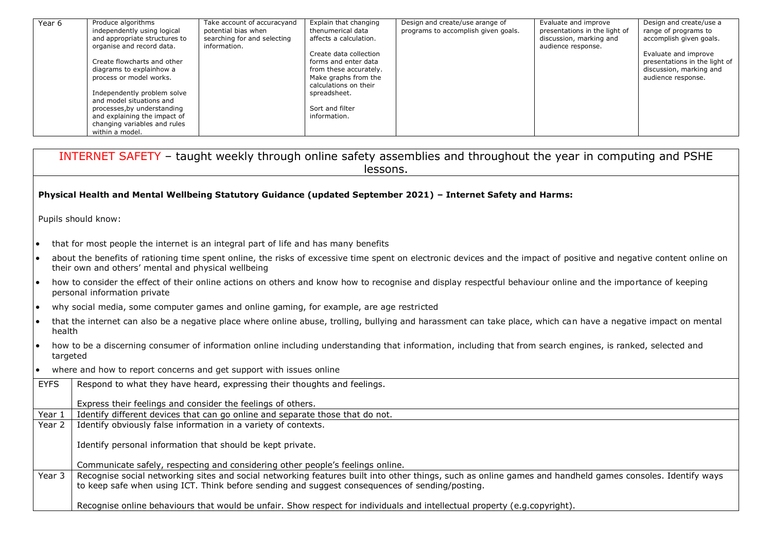| Year 6 | Produce algorithms independently using logical and appropriate structures to organise and record data.<br><br>Create flowcharts and other diagrams to explainhow a process or model works.<br><br>Independently problem solve and model situations and processes,by understanding and explaining the impact of changing variables and rules within a model. | Take account of accuracyand potential bias when searching for and selecting information. | Explain that changing thenumerical data affects a calculation.<br><br>Create data collection forms and enter data from these accurately. Make graphs from the calculations on their spreadsheet.<br><br>Sort and filter information. | Design and create/use arange of programs to accomplish given goals. | Evaluate and improve presentations in the light of discussion, marking and audience response. | Design and create/use a range of programs to accomplish given goals.<br><br>Evaluate and improve presentations in the light of discussion, marking and audience response. |
|---|---|---|---|---|---|---|

## INTERNET SAFETY – taught weekly through online safety assemblies and throughout the year in computing and PSHE lessons.

**Physical Health and Mental Wellbeing Statutory Guidance (updated September 2021) – Internet Safety and Harms:**

Pupils should know:

- that for most people the internet is an integral part of life and has many benefits
- about the benefits of rationing time spent online, the risks of excessive time spent on electronic devices and the impact of positive and negative content online on their own and others' mental and physical wellbeing
- how to consider the effect of their online actions on others and know how to recognise and display respectful behaviour online and the importance of keeping personal information private
- why social media, some computer games and online gaming, for example, are age restricted
- that the internet can also be a negative place where online abuse, trolling, bullying and harassment can take place, which can have a negative impact on mental health
- how to be a discerning consumer of information online including understanding that information, including that from search engines, is ranked, selected and targeted
- where and how to report concerns and get support with issues online

| | |
|---|---|
| EYFS | Respond to what they have heard, expressing their thoughts and feelings.<br><br>Express their feelings and consider the feelings of others. |
| Year 1 | Identify different devices that can go online and separate those that do not. |
| Year 2 | Identify obviously false information in a variety of contexts.<br><br>Identify personal information that should be kept private.<br><br>Communicate safely, respecting and considering other people's feelings online. |
| Year 3 | Recognise social networking sites and social networking features built into other things, such as online games and handheld games consoles. Identify ways to keep safe when using ICT. Think before sending and suggest consequences of sending/posting.<br><br>Recognise online behaviours that would be unfair. Show respect for individuals and intellectual property (e.g.copyright). |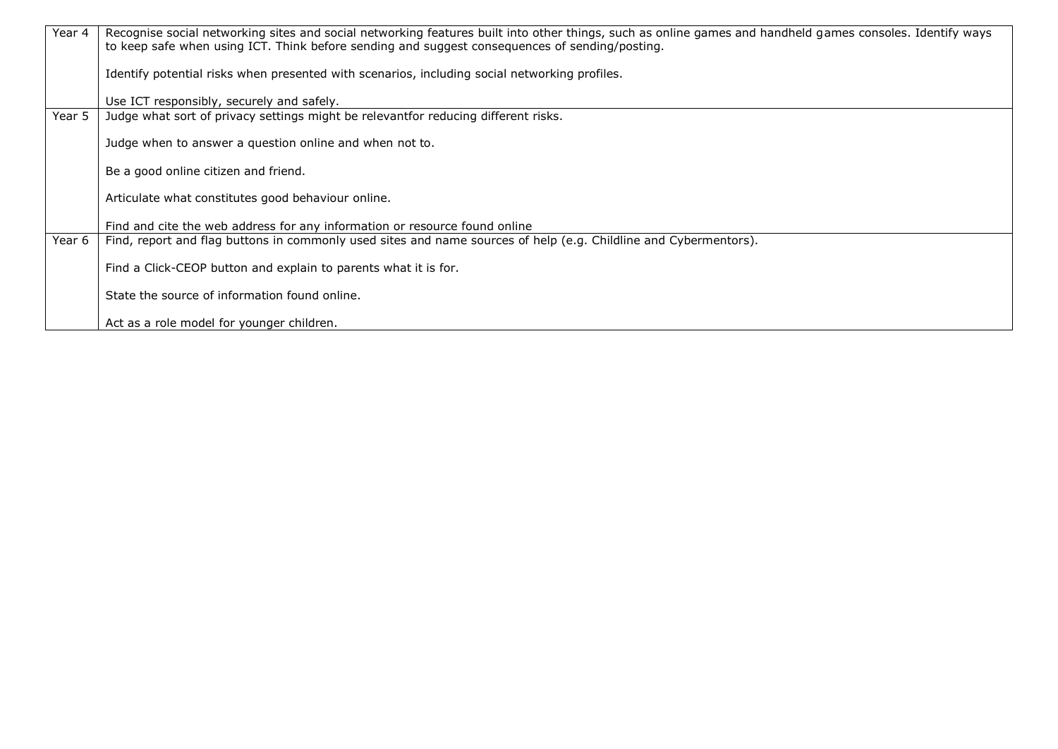| | |
|---|---|
| Year 4 | Recognise social networking sites and social networking features built into other things, such as online games and handheld games consoles. Identify ways to keep safe when using ICT. Think before sending and suggest consequences of sending/posting.<br><br>Identify potential risks when presented with scenarios, including social networking profiles.<br><br>Use ICT responsibly, securely and safely. |
| Year 5 | Judge what sort of privacy settings might be relevantfor reducing different risks.<br><br>Judge when to answer a question online and when not to.<br><br>Be a good online citizen and friend.<br><br>Articulate what constitutes good behaviour online.<br><br>Find and cite the web address for any information or resource found online |
| Year 6 | Find, report and flag buttons in commonly used sites and name sources of help (e.g. Childline and Cybermentors).<br><br>Find a Click-CEOP button and explain to parents what it is for.<br><br>State the source of information found online.<br><br>Act as a role model for younger children. |